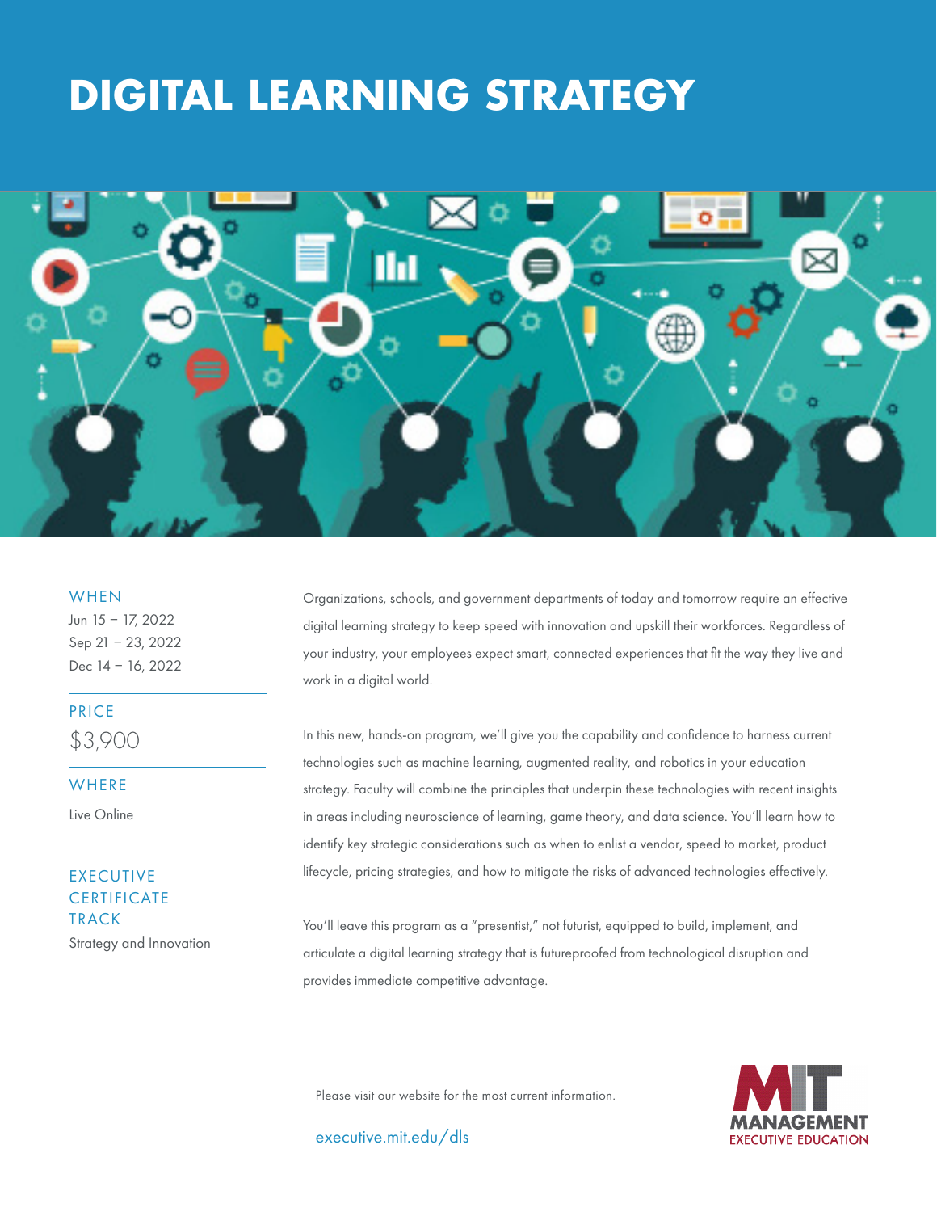# DIGITAL LEARNING STRATEGY

### WHEN

Jun 15 – 17, 2022
Sep 21 – 23, 2022
Dec 14 – 16, 2022

### PRICE

$3,900

### WHERE

Live Online

### EXECUTIVE CERTIFICATE TRACK

Strategy and Innovation

Organizations, schools, and government departments of today and tomorrow require an effective digital learning strategy to keep speed with innovation and upskill their workforces. Regardless of your industry, your employees expect smart, connected experiences that fit the way they live and work in a digital world.

In this new, hands-on program, we'll give you the capability and confidence to harness current technologies such as machine learning, augmented reality, and robotics in your education strategy. Faculty will combine the principles that underpin these technologies with recent insights in areas including neuroscience of learning, game theory, and data science. You'll learn how to identify key strategic considerations such as when to enlist a vendor, speed to market, product lifecycle, pricing strategies, and how to mitigate the risks of advanced technologies effectively.

You'll leave this program as a "presentist," not futurist, equipped to build, implement, and articulate a digital learning strategy that is futureproofed from technological disruption and provides immediate competitive advantage.

Please visit our website for the most current information.

executive.mit.edu/dls

MIT MANAGEMENT EXECUTIVE EDUCATION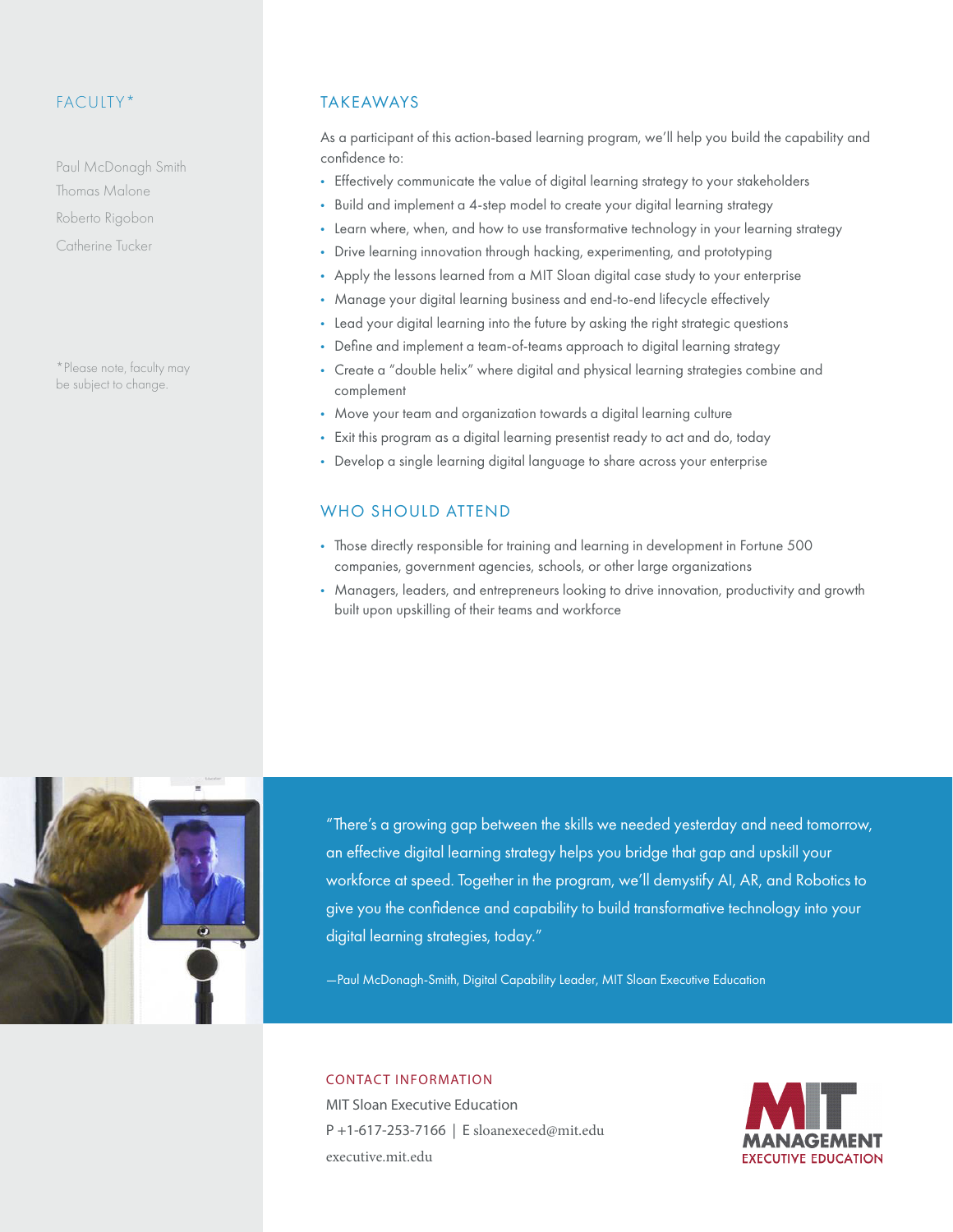## FACULTY*

Paul McDonagh Smith
Thomas Malone
Roberto Rigobon
Catherine Tucker

*Please note, faculty may be subject to change.

## TAKEAWAYS

As a participant of this action-based learning program, we'll help you build the capability and confidence to:

- Effectively communicate the value of digital learning strategy to your stakeholders
- Build and implement a 4-step model to create your digital learning strategy
- Learn where, when, and how to use transformative technology in your learning strategy
- Drive learning innovation through hacking, experimenting, and prototyping
- Apply the lessons learned from a MIT Sloan digital case study to your enterprise
- Manage your digital learning business and end-to-end lifecycle effectively
- Lead your digital learning into the future by asking the right strategic questions
- Define and implement a team-of-teams approach to digital learning strategy
- Create a "double helix" where digital and physical learning strategies combine and complement
- Move your team and organization towards a digital learning culture
- Exit this program as a digital learning presentist ready to act and do, today
- Develop a single learning digital language to share across your enterprise

## WHO SHOULD ATTEND

- Those directly responsible for training and learning in development in Fortune 500 companies, government agencies, schools, or other large organizations
- Managers, leaders, and entrepreneurs looking to drive innovation, productivity and growth built upon upskilling of their teams and workforce

"There's a growing gap between the skills we needed yesterday and need tomorrow, an effective digital learning strategy helps you bridge that gap and upskill your workforce at speed. Together in the program, we'll demystify AI, AR, and Robotics to give you the confidence and capability to build transformative technology into your digital learning strategies, today."

—Paul McDonagh-Smith, Digital Capability Leader, MIT Sloan Executive Education

## CONTACT INFORMATION

MIT Sloan Executive Education
P +1-617-253-7166 | E sloanexeced@mit.edu
executive.mit.edu

MIT MANAGEMENT EXECUTIVE EDUCATION